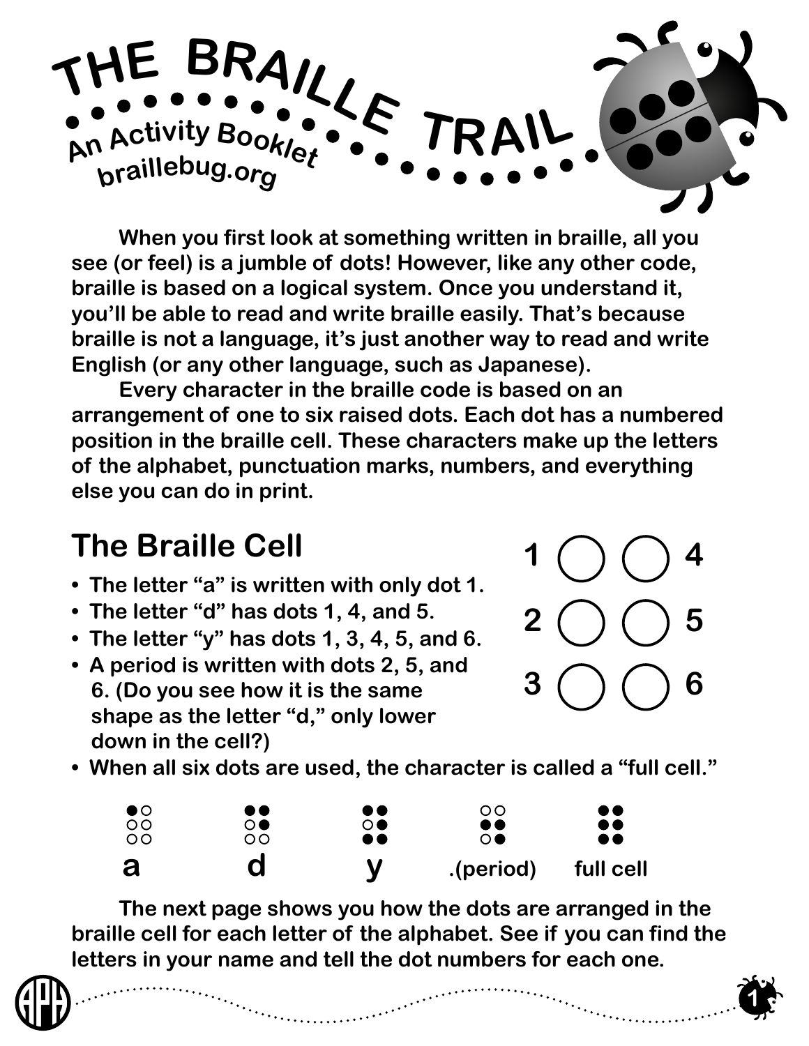# THE BRAILLE TRAIL

An Activity Booklet
braillebug.org

When you first look at something written in braille, all you see (or feel) is a jumble of dots! However, like any other code, braille is based on a logical system. Once you understand it, you'll be able to read and write braille easily. That's because braille is not a language, it's just another way to read and write English (or any other language, such as Japanese).

Every character in the braille code is based on an arrangement of one to six raised dots. Each dot has a numbered position in the braille cell. These characters make up the letters of the alphabet, punctuation marks, numbers, and everything else you can do in print.

## The Braille Cell

| | | |
|---|---|---|
| 1 | ○ ○ | 4 |
| 2 | ○ ○ | 5 |
| 3 | ○ ○ | 6 |

- The letter "a" is written with only dot 1.
- The letter "d" has dots 1, 4, and 5.
- The letter "y" has dots 1, 3, 4, 5, and 6.
- A period is written with dots 2, 5, and 6. (Do you see how it is the same shape as the letter "d," only lower down in the cell?)
- When all six dots are used, the character is called a "full cell."

| ●○<br>○○<br>○○ | ●●<br>○●<br>○○ | ●●<br>○●<br>●● | ○○<br>●●<br>○● | ●●<br>●●<br>●● |
|---|---|---|---|---|
| a | d | y | .(period) | full cell |

The next page shows you how the dots are arranged in the braille cell for each letter of the alphabet. See if you can find the letters in your name and tell the dot numbers for each one.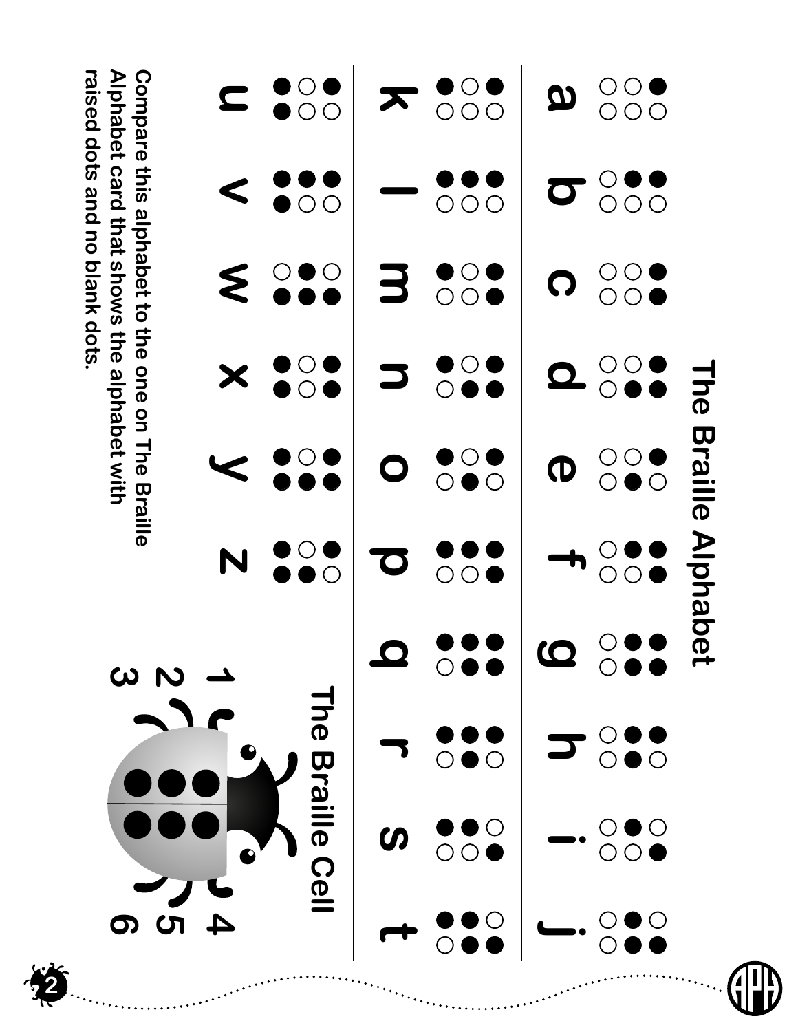# The Braille Alphabet

a b c d e f g h i j

k l m n o p q r s t

u v w x y z

## The Braille Cell

1 4
2 5
3 6

Compare this alphabet to the one on The Braille Alphabet card that shows the alphabet with raised dots and no blank dots.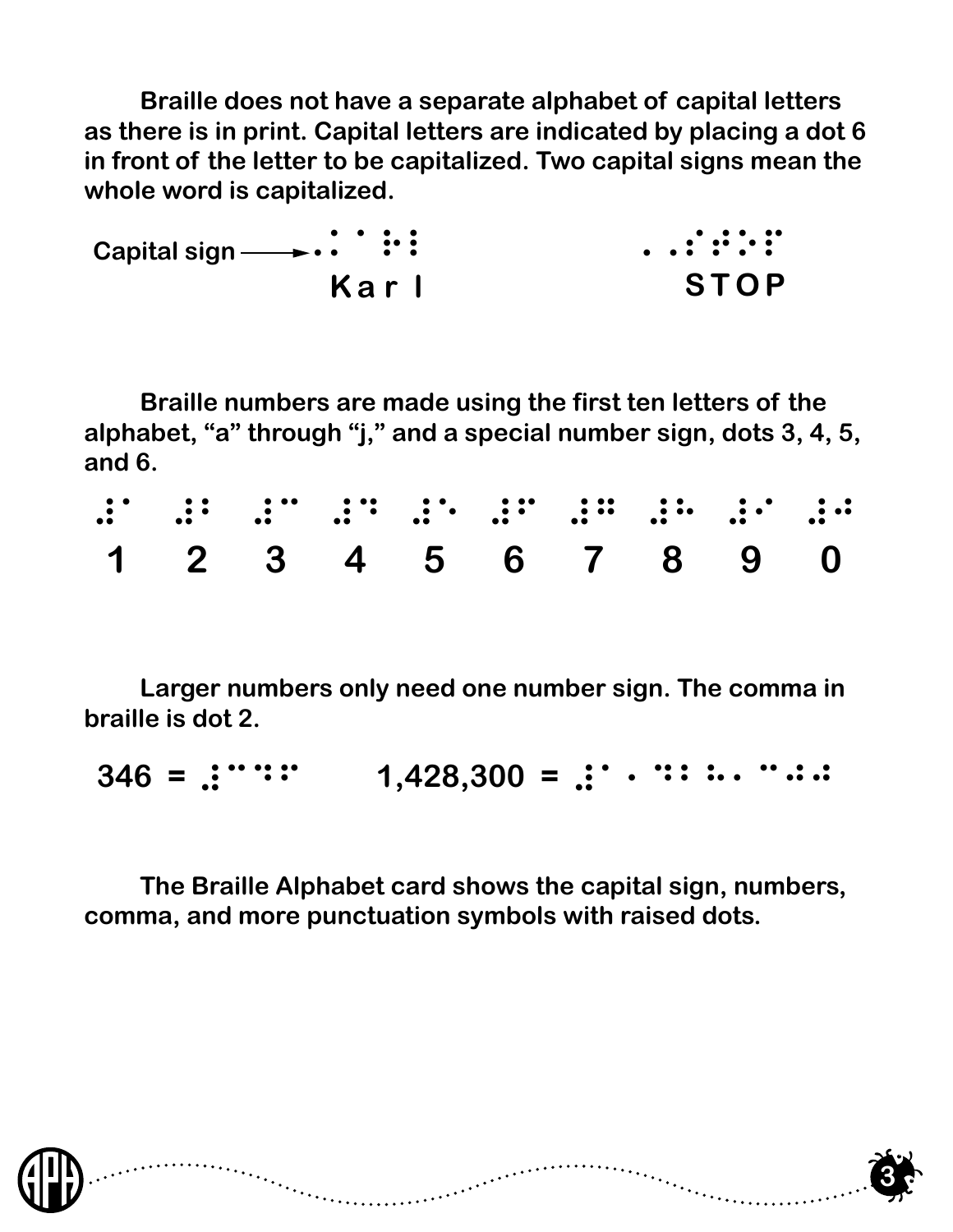Braille does not have a separate alphabet of capital letters as there is in print. Capital letters are indicated by placing a dot 6 in front of the letter to be capitalized. Two capital signs mean the whole word is capitalized.

Capital sign ⟶ ⠠⠅⠁⠗⠇ Karl    ⠠⠠⠎⠞⠕⠏ STOP

Braille numbers are made using the first ten letters of the alphabet, "a" through "j," and a special number sign, dots 3, 4, 5, and 6.

| ⠼⠁ | ⠼⠃ | ⠼⠉ | ⠼⠙ | ⠼⠑ | ⠼⠋ | ⠼⠛ | ⠼⠓ | ⠼⠊ | ⠼⠚ |
|---|---|---|---|---|---|---|---|---|---|
| 1 | 2 | 3 | 4 | 5 | 6 | 7 | 8 | 9 | 0 |

Larger numbers only need one number sign. The comma in braille is dot 2.

346 = ⠼⠉⠙⠋    1,428,300 = ⠼⠁⠂⠙⠃⠓⠂⠉⠚⠚

The Braille Alphabet card shows the capital sign, numbers, comma, and more punctuation symbols with raised dots.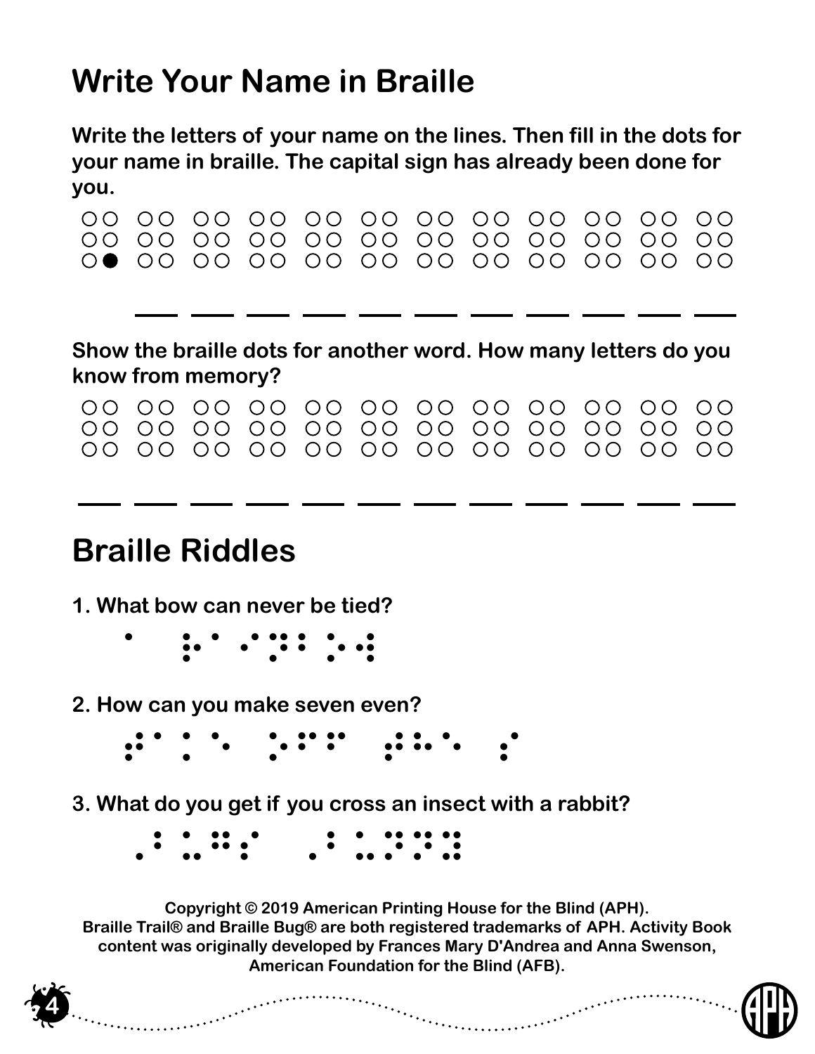# Write Your Name in Braille

**Write the letters of your name on the lines. Then fill in the dots for your name in braille. The capital sign has already been done for you.**

⠠ ⠀ ⠀ ⠀ ⠀ ⠀ ⠀ ⠀ ⠀ ⠀ ⠀ ⠀

\_\_\_ \_\_\_ \_\_\_ \_\_\_ \_\_\_ \_\_\_ \_\_\_ \_\_\_ \_\_\_ \_\_\_ \_\_\_

**Show the braille dots for another word. How many letters do you know from memory?**

⠀ ⠀ ⠀ ⠀ ⠀ ⠀ ⠀ ⠀ ⠀ ⠀ ⠀ ⠀

\_\_\_ \_\_\_ \_\_\_ \_\_\_ \_\_\_ \_\_\_ \_\_\_ \_\_\_ \_\_\_ \_\_\_ \_\_\_ \_\_\_

# Braille Riddles

**1. What bow can never be tied?**

⠁ ⠗⠁⠊⠝⠃⠪

**2. How can you make seven even?**

⠞⠁⠅⠑ ⠁⠺⠁⠽ ⠮ ⠎

**3. What do you get if you cross an insect with a rabbit?**

⠠⠃⠥⠛⠎ ⠠⠃⠥⠝⠝⠽

**Copyright © 2019 American Printing House for the Blind (APH).**
**Braille Trail® and Braille Bug® are both registered trademarks of APH. Activity Book content was originally developed by Frances Mary D'Andrea and Anna Swenson, American Foundation for the Blind (AFB).**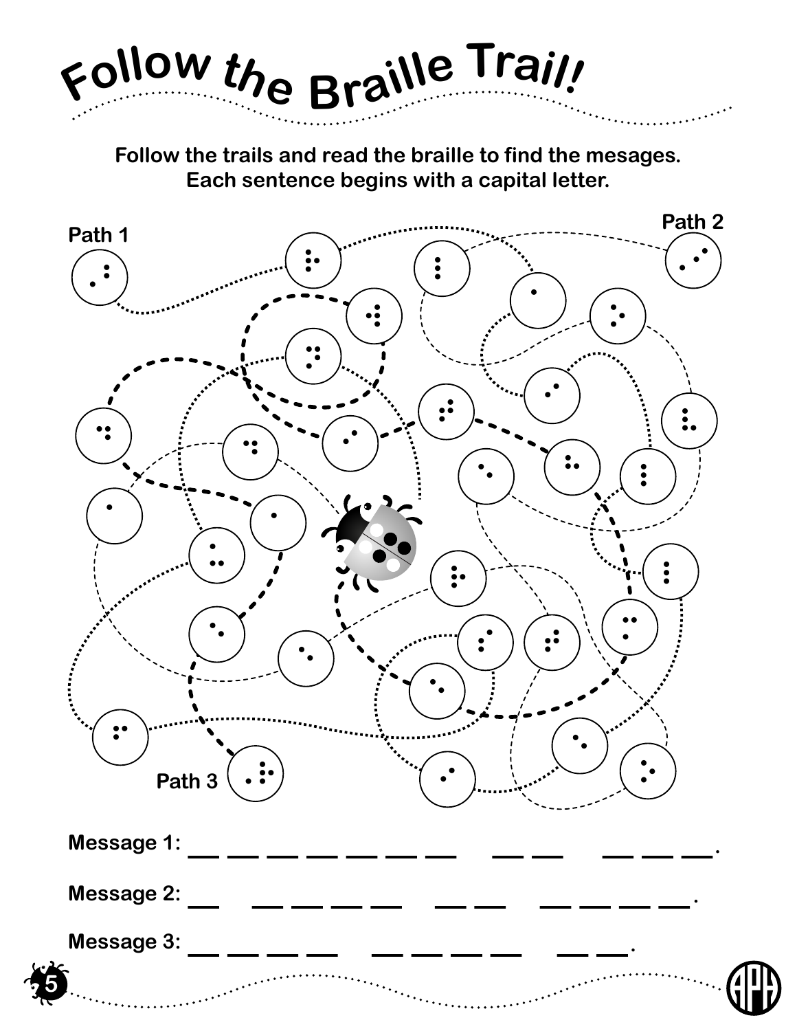# Follow the Braille Trail!

**Follow the trails and read the braille to find the mesages. Each sentence begins with a capital letter.**

Path 1

Path 2

Path 3

**Message 1:** ___ ___ ___ ___ ___ ___ ___   ___ ___   ___ ___ ___.

**Message 2:** ___   ___ ___ ___ ___   ___ ___   ___ ___ ___ ___.

**Message 3:** ___ ___ ___ ___   ___ ___ ___ ___   ___ ___.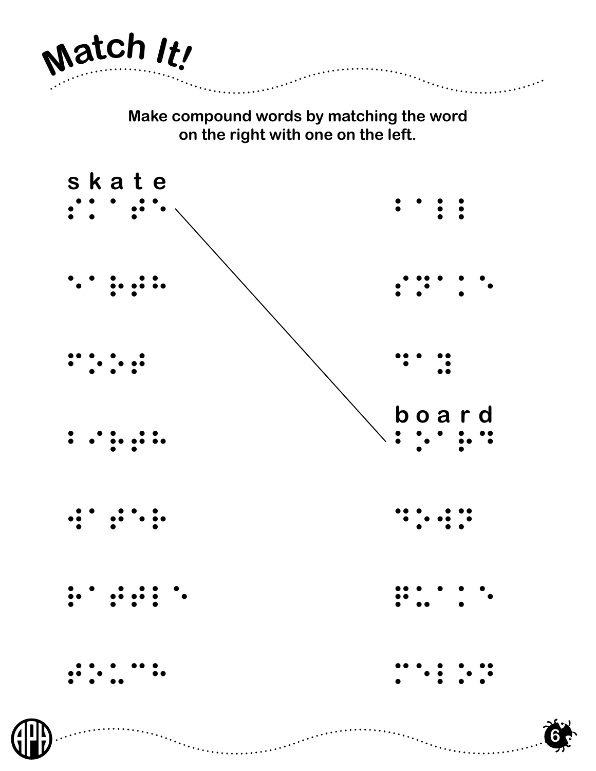# Match It!

**Make compound words by matching the word on the right with one on the left.**

skate

board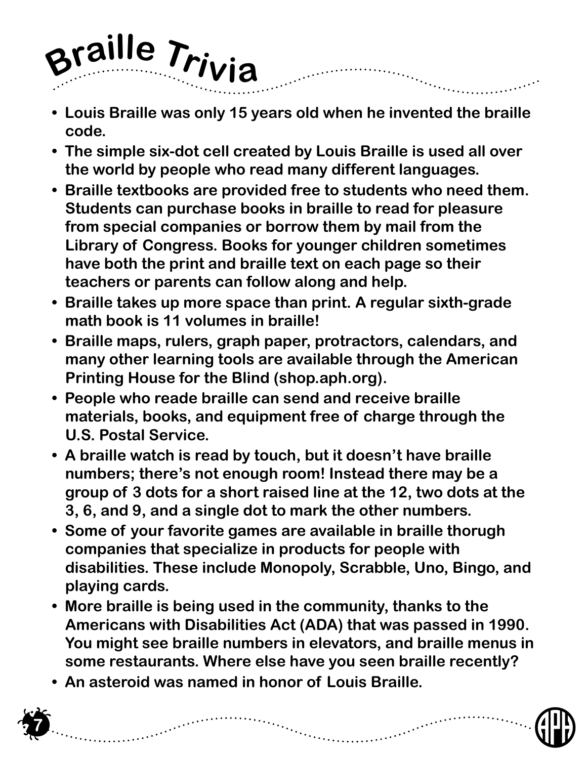# Braille Trivia

- Louis Braille was only 15 years old when he invented the braille code.
- The simple six-dot cell created by Louis Braille is used all over the world by people who read many different languages.
- Braille textbooks are provided free to students who need them. Students can purchase books in braille to read for pleasure from special companies or borrow them by mail from the Library of Congress. Books for younger children sometimes have both the print and braille text on each page so their teachers or parents can follow along and help.
- Braille takes up more space than print. A regular sixth-grade math book is 11 volumes in braille!
- Braille maps, rulers, graph paper, protractors, calendars, and many other learning tools are available through the American Printing House for the Blind (shop.aph.org).
- People who reade braille can send and receive braille materials, books, and equipment free of charge through the U.S. Postal Service.
- A braille watch is read by touch, but it doesn't have braille numbers; there's not enough room! Instead there may be a group of 3 dots for a short raised line at the 12, two dots at the 3, 6, and 9, and a single dot to mark the other numbers.
- Some of your favorite games are available in braille thorugh companies that specialize in products for people with disabilities. These include Monopoly, Scrabble, Uno, Bingo, and playing cards.
- More braille is being used in the community, thanks to the Americans with Disabilities Act (ADA) that was passed in 1990. You might see braille numbers in elevators, and braille menus in some restaurants. Where else have you seen braille recently?
- An asteroid was named in honor of Louis Braille.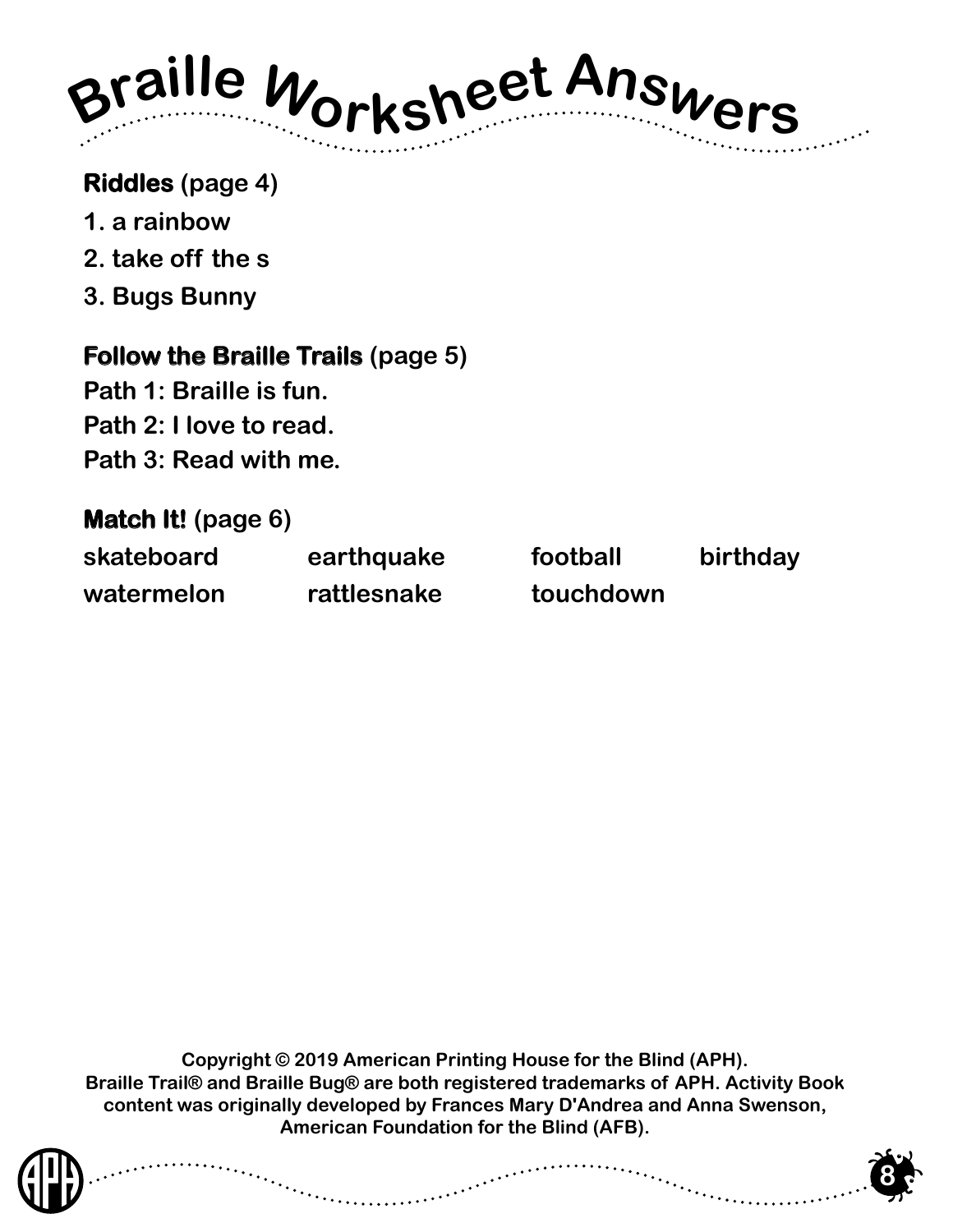# Braille Worksheet Answers

**Riddles** (page 4)

1. a rainbow
2. take off the s
3. Bugs Bunny

**Follow the Braille Trails** (page 5)

Path 1: Braille is fun.
Path 2: I love to read.
Path 3: Read with me.

**Match It!** (page 6)

| | | | |
|---|---|---|---|
| skateboard | earthquake | football | birthday |
| watermelon | rattlesnake | touchdown | |

Copyright © 2019 American Printing House for the Blind (APH).
Braille Trail® and Braille Bug® are both registered trademarks of APH. Activity Book content was originally developed by Frances Mary D'Andrea and Anna Swenson, American Foundation for the Blind (AFB).